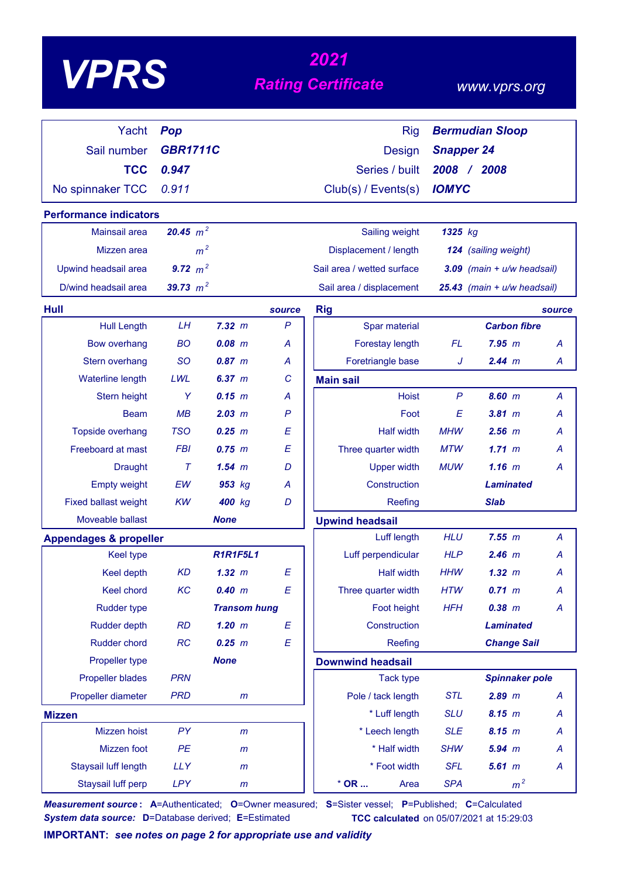# VPRS

## 2021 Rating Certificate

www.vprs.org

| | | | |
|---|---|---|---|
| Yacht | **Pop** | Rig | **Bermudian Sloop** |
| Sail number | **GBR1711C** | Design | **Snapper 24** |
| **TCC** | **0.947** | Series / built | **2008 / 2008** |
| No spinnaker TCC | 0.911 | Club(s) / Events(s) | **IOMYC** |

## Performance indicators

| | | | |
|---|---|---|---|
| Mainsail area | **20.45** $m^2$ | Sailing weight | **1325** kg |
| Mizzen area | $m^2$ | Displacement / length | **124** (sailing weight) |
| Upwind headsail area | **9.72** $m^2$ | Sail area / wetted surface | **3.09** (main + u/w headsail) |
| D/wind headsail area | **39.73** $m^2$ | Sail area / displacement | **25.43** (main + u/w headsail) |

## Hull

| | | | source |
|---|---|---|---|
| Hull Length | LH | **7.32** m | P |
| Bow overhang | BO | **0.08** m | A |
| Stern overhang | SO | **0.87** m | A |
| Waterline length | LWL | **6.37** m | C |
| Stern height | Y | **0.15** m | A |
| Beam | MB | **2.03** m | P |
| Topside overhang | TSO | **0.25** m | E |
| Freeboard at mast | FBI | **0.75** m | E |
| Draught | T | **1.54** m | D |
| Empty weight | EW | **953** kg | A |
| Fixed ballast weight | KW | **400** kg | D |
| Moveable ballast | | **None** | |

## Appendages & propeller

| | | | |
|---|---|---|---|
| Keel type | | **R1R1F5L1** | |
| Keel depth | KD | **1.32** m | E |
| Keel chord | KC | **0.40** m | E |
| Rudder type | | **Transom hung** | |
| Rudder depth | RD | **1.20** m | E |
| Rudder chord | RC | **0.25** m | E |
| Propeller type | | **None** | |
| Propeller blades | PRN | | |
| Propeller diameter | PRD | m | |

## Mizzen

| | | | |
|---|---|---|---|
| Mizzen hoist | PY | m | |
| Mizzen foot | PE | m | |
| Staysail luff length | LLY | m | |
| Staysail luff perp | LPY | m | |

## Rig

| | | | source |
|---|---|---|---|
| Spar material | | **Carbon fibre** | |
| Forestay length | FL | **7.95** m | A |
| Foretriangle base | J | **2.44** m | A |

## Main sail

| | | | |
|---|---|---|---|
| Hoist | P | **8.60** m | A |
| Foot | E | **3.81** m | A |
| Half width | MHW | **2.56** m | A |
| Three quarter width | MTW | **1.71** m | A |
| Upper width | MUW | **1.16** m | A |
| Construction | | **Laminated** | |
| Reefing | | **Slab** | |

## Upwind headsail

| | | | |
|---|---|---|---|
| Luff length | HLU | **7.55** m | A |
| Luff perpendicular | HLP | **2.46** m | A |
| Half width | HHW | **1.32** m | A |
| Three quarter width | HTW | **0.71** m | A |
| Foot height | HFH | **0.38** m | A |
| Construction | | **Laminated** | |
| Reefing | | **Change Sail** | |

## Downwind headsail

| | | | |
|---|---|---|---|
| Tack type | | **Spinnaker pole** | |
| Pole / tack length | STL | **2.89** m | A |
| * Luff length | SLU | **8.15** m | A |
| * Leech length | SLE | **8.15** m | A |
| * Half width | SHW | **5.94** m | A |
| * Foot width | SFL | **5.61** m | A |
| * **OR ...** Area | SPA | $m^2$ | |

***Measurement source*:** **A**=Authenticated; **O**=Owner measured; **S**=Sister vessel; **P**=Published; **C**=Calculated
***System data source:*** **D**=Database derived; **E**=Estimated

**TCC calculated** on 05/07/2021 at 15:29:03

**IMPORTANT:** ***see notes on page 2 for appropriate use and validity***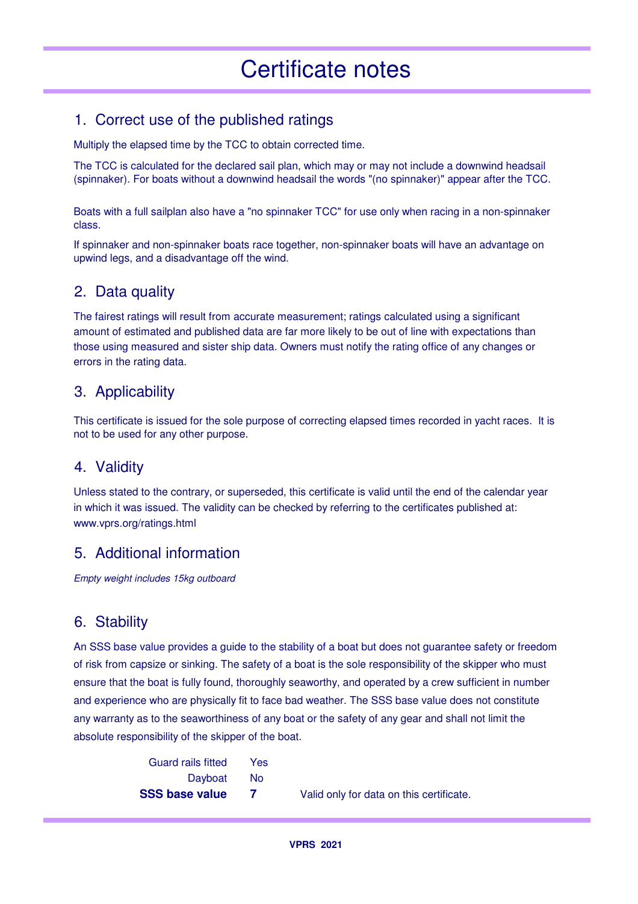# Certificate notes

## 1. Correct use of the published ratings

Multiply the elapsed time by the TCC to obtain corrected time.

The TCC is calculated for the declared sail plan, which may or may not include a downwind headsail (spinnaker). For boats without a downwind headsail the words "(no spinnaker)" appear after the TCC.

Boats with a full sailplan also have a "no spinnaker TCC" for use only when racing in a non-spinnaker class.

If spinnaker and non-spinnaker boats race together, non-spinnaker boats will have an advantage on upwind legs, and a disadvantage off the wind.

## 2. Data quality

The fairest ratings will result from accurate measurement; ratings calculated using a significant amount of estimated and published data are far more likely to be out of line with expectations than those using measured and sister ship data. Owners must notify the rating office of any changes or errors in the rating data.

## 3. Applicability

This certificate is issued for the sole purpose of correcting elapsed times recorded in yacht races. It is not to be used for any other purpose.

## 4. Validity

Unless stated to the contrary, or superseded, this certificate is valid until the end of the calendar year in which it was issued. The validity can be checked by referring to the certificates published at: www.vprs.org/ratings.html

## 5. Additional information

*Empty weight includes 15kg outboard*

## 6. Stability

An SSS base value provides a guide to the stability of a boat but does not guarantee safety or freedom of risk from capsize or sinking. The safety of a boat is the sole responsibility of the skipper who must ensure that the boat is fully found, thoroughly seaworthy, and operated by a crew sufficient in number and experience who are physically fit to face bad weather. The SSS base value does not constitute any warranty as to the seaworthiness of any boat or the safety of any gear and shall not limit the absolute responsibility of the skipper of the boat.

| | | |
|---|---|---|
| Guard rails fitted | Yes | |
| Dayboat | No | |
| **SSS base value** | **7** | Valid only for data on this certificate. |

**VPRS 2021**